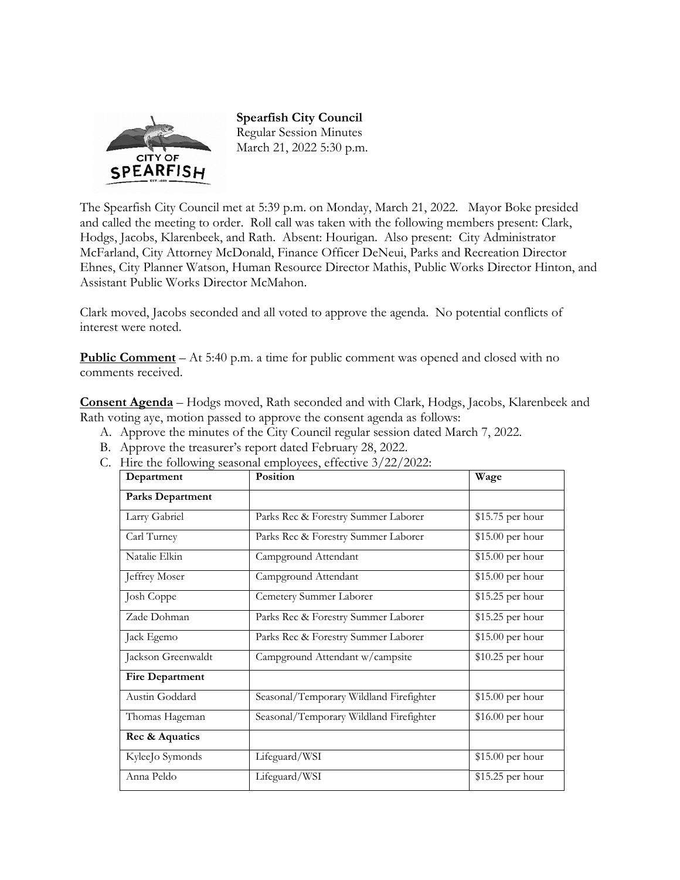**Spearfish City Council**
Regular Session Minutes
March 21, 2022 5:30 p.m.

The Spearfish City Council met at 5:39 p.m. on Monday, March 21, 2022. Mayor Boke presided and called the meeting to order. Roll call was taken with the following members present: Clark, Hodgs, Jacobs, Klarenbeek, and Rath. Absent: Hourigan. Also present: City Administrator McFarland, City Attorney McDonald, Finance Officer DeNeui, Parks and Recreation Director Ehnes, City Planner Watson, Human Resource Director Mathis, Public Works Director Hinton, and Assistant Public Works Director McMahon.

Clark moved, Jacobs seconded and all voted to approve the agenda. No potential conflicts of interest were noted.

**Public Comment** – At 5:40 p.m. a time for public comment was opened and closed with no comments received.

**Consent Agenda** – Hodgs moved, Rath seconded and with Clark, Hodgs, Jacobs, Klarenbeek and Rath voting aye, motion passed to approve the consent agenda as follows:

A. Approve the minutes of the City Council regular session dated March 7, 2022.
B. Approve the treasurer's report dated February 28, 2022.
C. Hire the following seasonal employees, effective 3/22/2022:

| Department | Position | Wage |
|---|---|---|
| **Parks Department** | | |
| Larry Gabriel | Parks Rec & Forestry Summer Laborer | $15.75 per hour |
| Carl Turney | Parks Rec & Forestry Summer Laborer | $15.00 per hour |
| Natalie Elkin | Campground Attendant | $15.00 per hour |
| Jeffrey Moser | Campground Attendant | $15.00 per hour |
| Josh Coppe | Cemetery Summer Laborer | $15.25 per hour |
| Zade Dohman | Parks Rec & Forestry Summer Laborer | $15.25 per hour |
| Jack Egemo | Parks Rec & Forestry Summer Laborer | $15.00 per hour |
| Jackson Greenwaldt | Campground Attendant w/campsite | $10.25 per hour |
| **Fire Department** | | |
| Austin Goddard | Seasonal/Temporary Wildland Firefighter | $15.00 per hour |
| Thomas Hageman | Seasonal/Temporary Wildland Firefighter | $16.00 per hour |
| **Rec & Aquatics** | | |
| KyleeJo Symonds | Lifeguard/WSI | $15.00 per hour |
| Anna Peldo | Lifeguard/WSI | $15.25 per hour |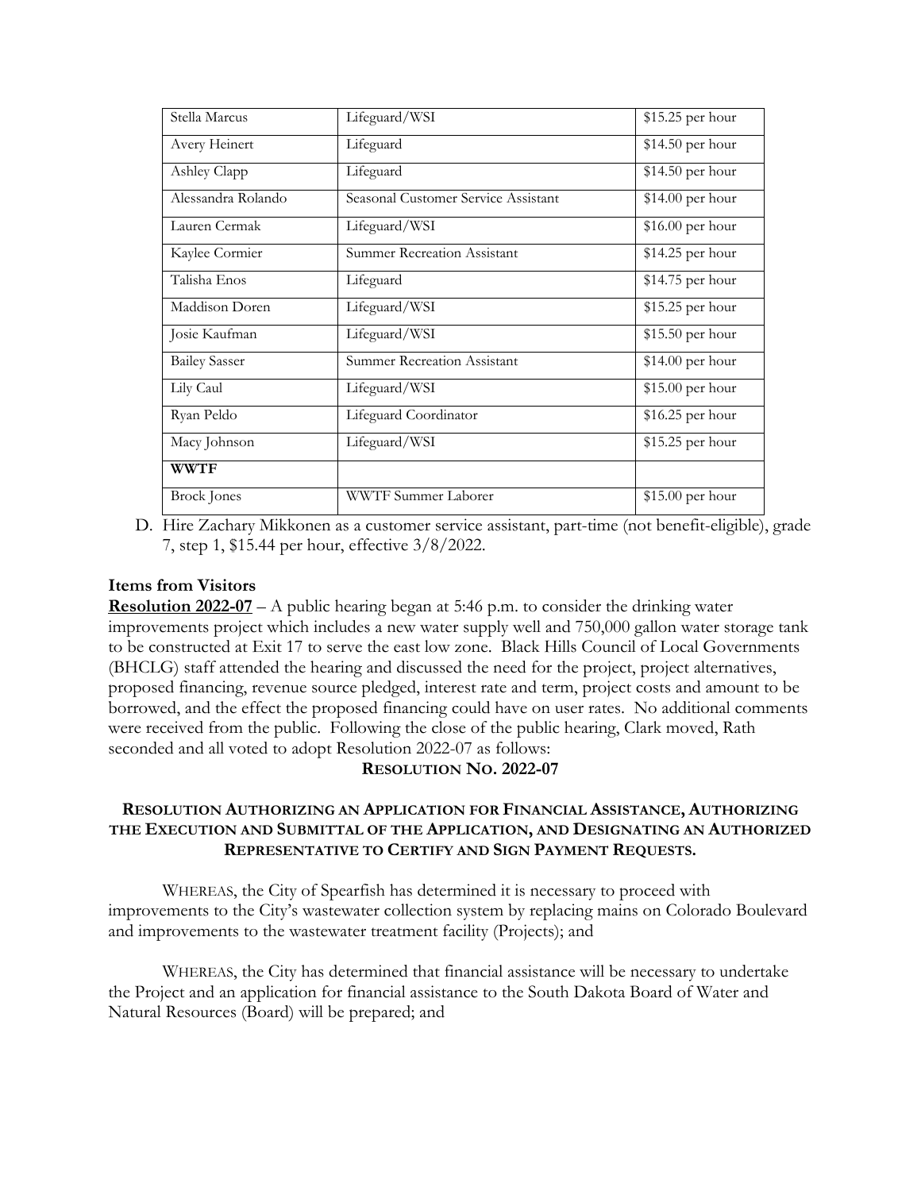| Stella Marcus | Lifeguard/WSI | $15.25 per hour |
|---|---|---|
| Avery Heinert | Lifeguard | $14.50 per hour |
| Ashley Clapp | Lifeguard | $14.50 per hour |
| Alessandra Rolando | Seasonal Customer Service Assistant | $14.00 per hour |
| Lauren Cermak | Lifeguard/WSI | $16.00 per hour |
| Kaylee Cormier | Summer Recreation Assistant | $14.25 per hour |
| Talisha Enos | Lifeguard | $14.75 per hour |
| Maddison Doren | Lifeguard/WSI | $15.25 per hour |
| Josie Kaufman | Lifeguard/WSI | $15.50 per hour |
| Bailey Sasser | Summer Recreation Assistant | $14.00 per hour |
| Lily Caul | Lifeguard/WSI | $15.00 per hour |
| Ryan Peldo | Lifeguard Coordinator | $16.25 per hour |
| Macy Johnson | Lifeguard/WSI | $15.25 per hour |
| **WWTF** | | |
| Brock Jones | WWTF Summer Laborer | $15.00 per hour |

D. Hire Zachary Mikkonen as a customer service assistant, part-time (not benefit-eligible), grade 7, step 1, $15.44 per hour, effective 3/8/2022.

**Items from Visitors**

**Resolution 2022-07** – A public hearing began at 5:46 p.m. to consider the drinking water improvements project which includes a new water supply well and 750,000 gallon water storage tank to be constructed at Exit 17 to serve the east low zone. Black Hills Council of Local Governments (BHCLG) staff attended the hearing and discussed the need for the project, project alternatives, proposed financing, revenue source pledged, interest rate and term, project costs and amount to be borrowed, and the effect the proposed financing could have on user rates. No additional comments were received from the public. Following the close of the public hearing, Clark moved, Rath seconded and all voted to adopt Resolution 2022-07 as follows:

**RESOLUTION NO. 2022-07**

**RESOLUTION AUTHORIZING AN APPLICATION FOR FINANCIAL ASSISTANCE, AUTHORIZING THE EXECUTION AND SUBMITTAL OF THE APPLICATION, AND DESIGNATING AN AUTHORIZED REPRESENTATIVE TO CERTIFY AND SIGN PAYMENT REQUESTS.**

WHEREAS, the City of Spearfish has determined it is necessary to proceed with improvements to the City's wastewater collection system by replacing mains on Colorado Boulevard and improvements to the wastewater treatment facility (Projects); and

WHEREAS, the City has determined that financial assistance will be necessary to undertake the Project and an application for financial assistance to the South Dakota Board of Water and Natural Resources (Board) will be prepared; and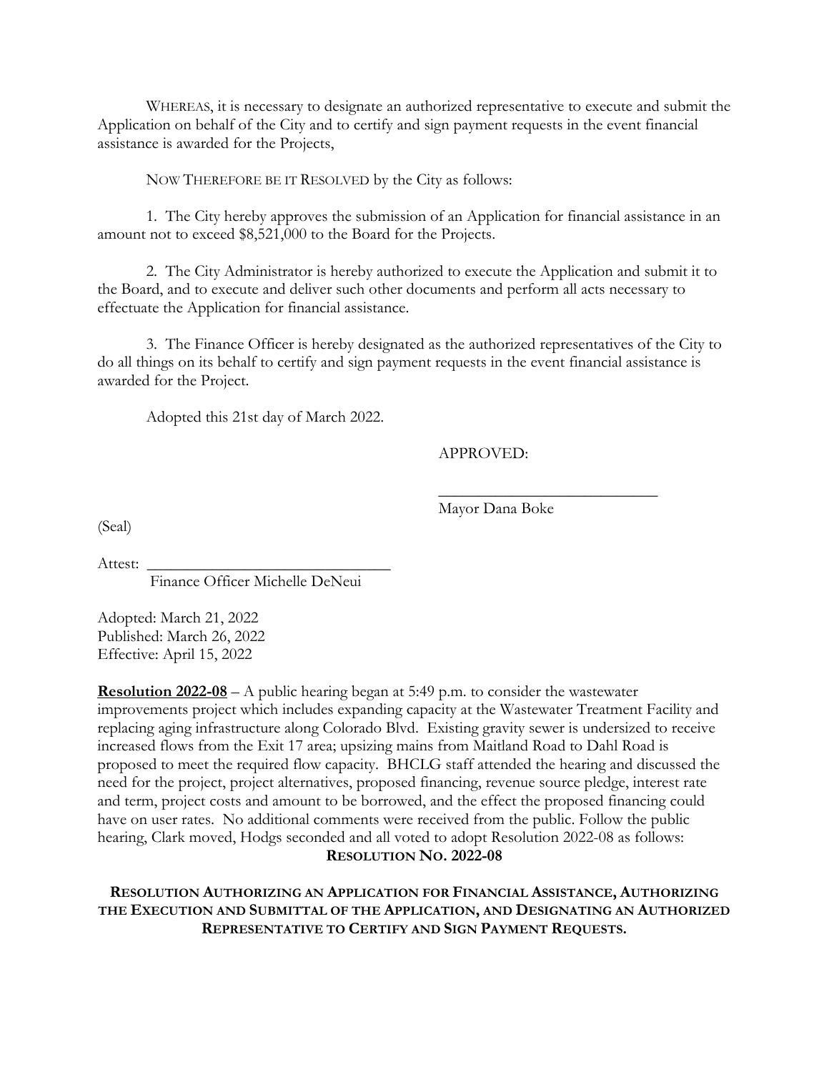WHEREAS, it is necessary to designate an authorized representative to execute and submit the Application on behalf of the City and to certify and sign payment requests in the event financial assistance is awarded for the Projects,

NOW THEREFORE BE IT RESOLVED by the City as follows:

1. The City hereby approves the submission of an Application for financial assistance in an amount not to exceed $8,521,000 to the Board for the Projects.

2. The City Administrator is hereby authorized to execute the Application and submit it to the Board, and to execute and deliver such other documents and perform all acts necessary to effectuate the Application for financial assistance.

3. The Finance Officer is hereby designated as the authorized representatives of the City to do all things on its behalf to certify and sign payment requests in the event financial assistance is awarded for the Project.

Adopted this 21st day of March 2022.

APPROVED:

\_\_\_\_\_\_\_\_\_\_\_\_\_\_\_\_\_\_\_\_\_\_\_\_\_\_\_\_

Mayor Dana Boke

(Seal)

Attest: \_\_\_\_\_\_\_\_\_\_\_\_\_\_\_\_\_\_\_\_\_\_\_\_\_\_\_\_\_\_

Finance Officer Michelle DeNeui

Adopted: March 21, 2022
Published: March 26, 2022
Effective: April 15, 2022

**Resolution 2022-08** – A public hearing began at 5:49 p.m. to consider the wastewater improvements project which includes expanding capacity at the Wastewater Treatment Facility and replacing aging infrastructure along Colorado Blvd. Existing gravity sewer is undersized to receive increased flows from the Exit 17 area; upsizing mains from Maitland Road to Dahl Road is proposed to meet the required flow capacity. BHCLG staff attended the hearing and discussed the need for the project, project alternatives, proposed financing, revenue source pledge, interest rate and term, project costs and amount to be borrowed, and the effect the proposed financing could have on user rates. No additional comments were received from the public. Follow the public hearing, Clark moved, Hodgs seconded and all voted to adopt Resolution 2022-08 as follows:

**RESOLUTION NO. 2022-08**

**RESOLUTION AUTHORIZING AN APPLICATION FOR FINANCIAL ASSISTANCE, AUTHORIZING THE EXECUTION AND SUBMITTAL OF THE APPLICATION, AND DESIGNATING AN AUTHORIZED REPRESENTATIVE TO CERTIFY AND SIGN PAYMENT REQUESTS.**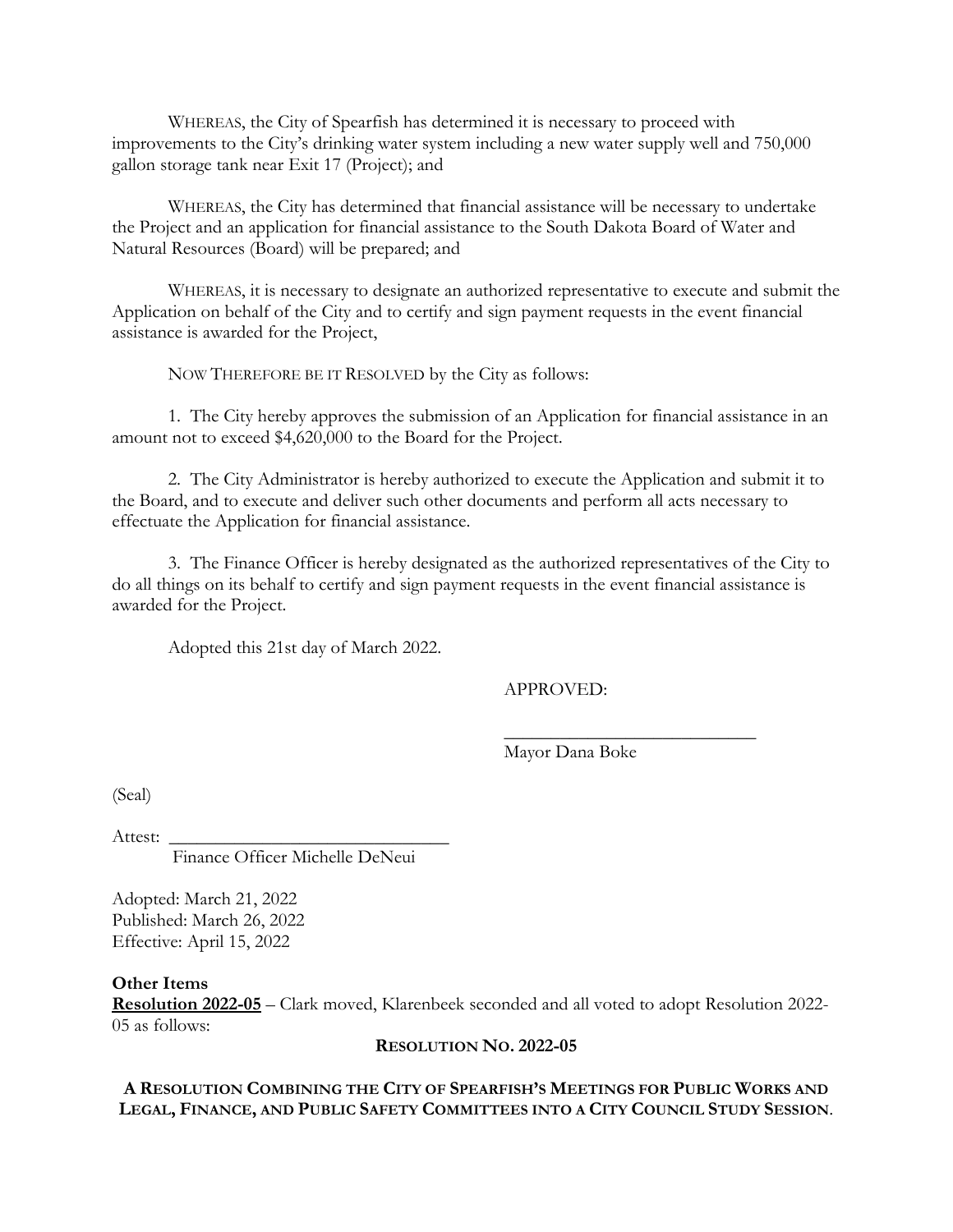WHEREAS, the City of Spearfish has determined it is necessary to proceed with improvements to the City's drinking water system including a new water supply well and 750,000 gallon storage tank near Exit 17 (Project); and

WHEREAS, the City has determined that financial assistance will be necessary to undertake the Project and an application for financial assistance to the South Dakota Board of Water and Natural Resources (Board) will be prepared; and

WHEREAS, it is necessary to designate an authorized representative to execute and submit the Application on behalf of the City and to certify and sign payment requests in the event financial assistance is awarded for the Project,

NOW THEREFORE BE IT RESOLVED by the City as follows:

1. The City hereby approves the submission of an Application for financial assistance in an amount not to exceed $4,620,000 to the Board for the Project.

2. The City Administrator is hereby authorized to execute the Application and submit it to the Board, and to execute and deliver such other documents and perform all acts necessary to effectuate the Application for financial assistance.

3. The Finance Officer is hereby designated as the authorized representatives of the City to do all things on its behalf to certify and sign payment requests in the event financial assistance is awarded for the Project.

Adopted this 21st day of March 2022.

APPROVED:

___________________________
Mayor Dana Boke

(Seal)

Attest: ______________________________
Finance Officer Michelle DeNeui

Adopted: March 21, 2022
Published: March 26, 2022
Effective: April 15, 2022

**Other Items**

**Resolution 2022-05** – Clark moved, Klarenbeek seconded and all voted to adopt Resolution 2022-05 as follows:

**RESOLUTION NO. 2022-05**

**A RESOLUTION COMBINING THE CITY OF SPEARFISH'S MEETINGS FOR PUBLIC WORKS AND LEGAL, FINANCE, AND PUBLIC SAFETY COMMITTEES INTO A CITY COUNCIL STUDY SESSION.**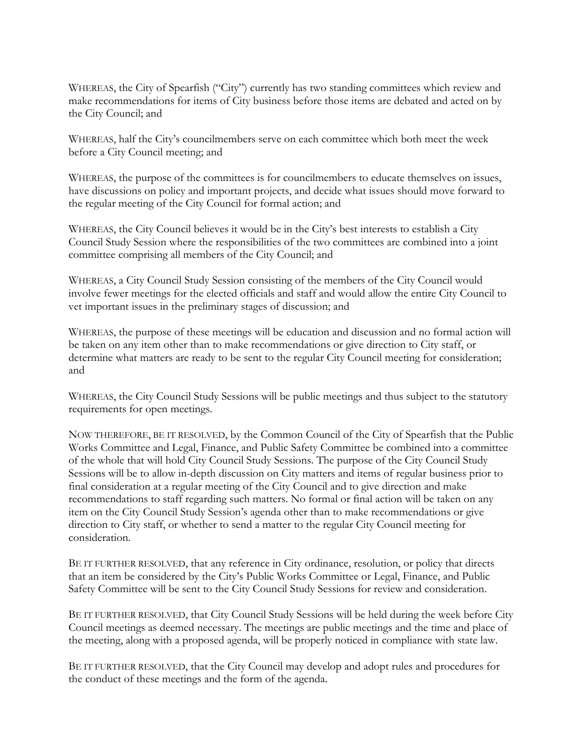WHEREAS, the City of Spearfish ("City") currently has two standing committees which review and make recommendations for items of City business before those items are debated and acted on by the City Council; and

WHEREAS, half the City's councilmembers serve on each committee which both meet the week before a City Council meeting; and

WHEREAS, the purpose of the committees is for councilmembers to educate themselves on issues, have discussions on policy and important projects, and decide what issues should move forward to the regular meeting of the City Council for formal action; and

WHEREAS, the City Council believes it would be in the City's best interests to establish a City Council Study Session where the responsibilities of the two committees are combined into a joint committee comprising all members of the City Council; and

WHEREAS, a City Council Study Session consisting of the members of the City Council would involve fewer meetings for the elected officials and staff and would allow the entire City Council to vet important issues in the preliminary stages of discussion; and

WHEREAS, the purpose of these meetings will be education and discussion and no formal action will be taken on any item other than to make recommendations or give direction to City staff, or determine what matters are ready to be sent to the regular City Council meeting for consideration; and

WHEREAS, the City Council Study Sessions will be public meetings and thus subject to the statutory requirements for open meetings.

NOW THEREFORE, BE IT RESOLVED, by the Common Council of the City of Spearfish that the Public Works Committee and Legal, Finance, and Public Safety Committee be combined into a committee of the whole that will hold City Council Study Sessions. The purpose of the City Council Study Sessions will be to allow in-depth discussion on City matters and items of regular business prior to final consideration at a regular meeting of the City Council and to give direction and make recommendations to staff regarding such matters. No formal or final action will be taken on any item on the City Council Study Session's agenda other than to make recommendations or give direction to City staff, or whether to send a matter to the regular City Council meeting for consideration.

BE IT FURTHER RESOLVED, that any reference in City ordinance, resolution, or policy that directs that an item be considered by the City's Public Works Committee or Legal, Finance, and Public Safety Committee will be sent to the City Council Study Sessions for review and consideration.

BE IT FURTHER RESOLVED, that City Council Study Sessions will be held during the week before City Council meetings as deemed necessary. The meetings are public meetings and the time and place of the meeting, along with a proposed agenda, will be properly noticed in compliance with state law.

BE IT FURTHER RESOLVED, that the City Council may develop and adopt rules and procedures for the conduct of these meetings and the form of the agenda.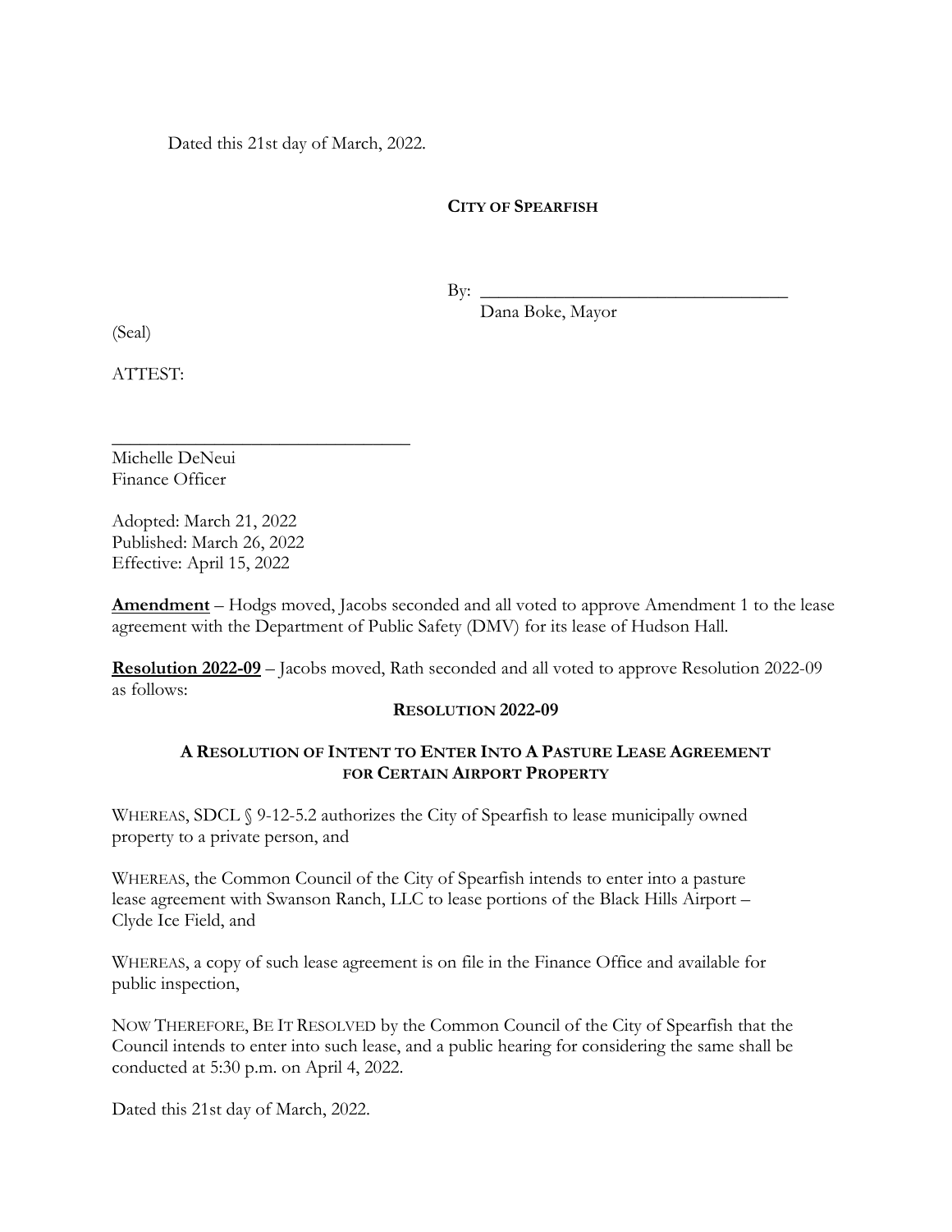Dated this 21st day of March, 2022.

**CITY OF SPEARFISH**

By: ___________________________________
Dana Boke, Mayor

(Seal)

ATTEST:

___________________________________
Michelle DeNeui
Finance Officer

Adopted: March 21, 2022
Published: March 26, 2022
Effective: April 15, 2022

**Amendment** – Hodgs moved, Jacobs seconded and all voted to approve Amendment 1 to the lease agreement with the Department of Public Safety (DMV) for its lease of Hudson Hall.

**Resolution 2022-09** – Jacobs moved, Rath seconded and all voted to approve Resolution 2022-09 as follows:

**RESOLUTION 2022-09**

**A RESOLUTION OF INTENT TO ENTER INTO A PASTURE LEASE AGREEMENT FOR CERTAIN AIRPORT PROPERTY**

WHEREAS, SDCL § 9-12-5.2 authorizes the City of Spearfish to lease municipally owned property to a private person, and

WHEREAS, the Common Council of the City of Spearfish intends to enter into a pasture lease agreement with Swanson Ranch, LLC to lease portions of the Black Hills Airport – Clyde Ice Field, and

WHEREAS, a copy of such lease agreement is on file in the Finance Office and available for public inspection,

NOW THEREFORE, BE IT RESOLVED by the Common Council of the City of Spearfish that the Council intends to enter into such lease, and a public hearing for considering the same shall be conducted at 5:30 p.m. on April 4, 2022.

Dated this 21st day of March, 2022.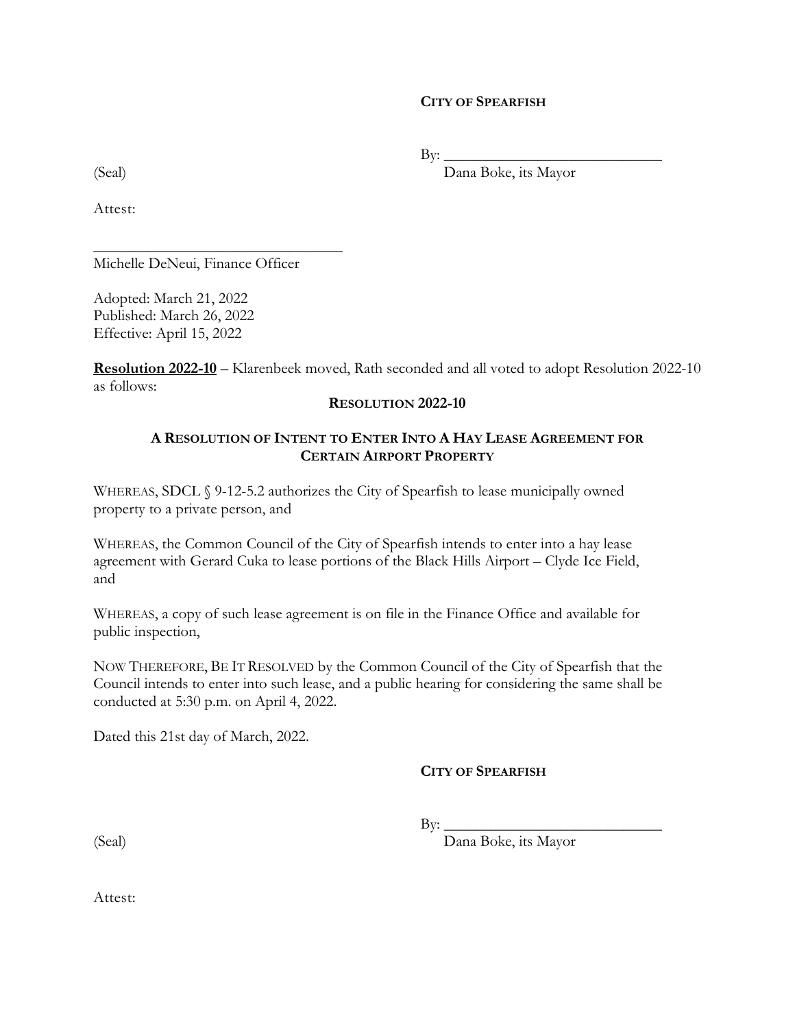**CITY OF SPEARFISH**

By: _____________________________
Dana Boke, its Mayor

(Seal)

Attest:

_________________________________
Michelle DeNeui, Finance Officer

Adopted: March 21, 2022
Published: March 26, 2022
Effective: April 15, 2022

**Resolution 2022-10** – Klarenbeek moved, Rath seconded and all voted to adopt Resolution 2022-10 as follows:

**RESOLUTION 2022-10**

**A RESOLUTION OF INTENT TO ENTER INTO A HAY LEASE AGREEMENT FOR CERTAIN AIRPORT PROPERTY**

WHEREAS, SDCL § 9-12-5.2 authorizes the City of Spearfish to lease municipally owned property to a private person, and

WHEREAS, the Common Council of the City of Spearfish intends to enter into a hay lease agreement with Gerard Cuka to lease portions of the Black Hills Airport – Clyde Ice Field, and

WHEREAS, a copy of such lease agreement is on file in the Finance Office and available for public inspection,

NOW THEREFORE, BE IT RESOLVED by the Common Council of the City of Spearfish that the Council intends to enter into such lease, and a public hearing for considering the same shall be conducted at 5:30 p.m. on April 4, 2022.

Dated this 21st day of March, 2022.

**CITY OF SPEARFISH**

By: _____________________________
Dana Boke, its Mayor

(Seal)

Attest: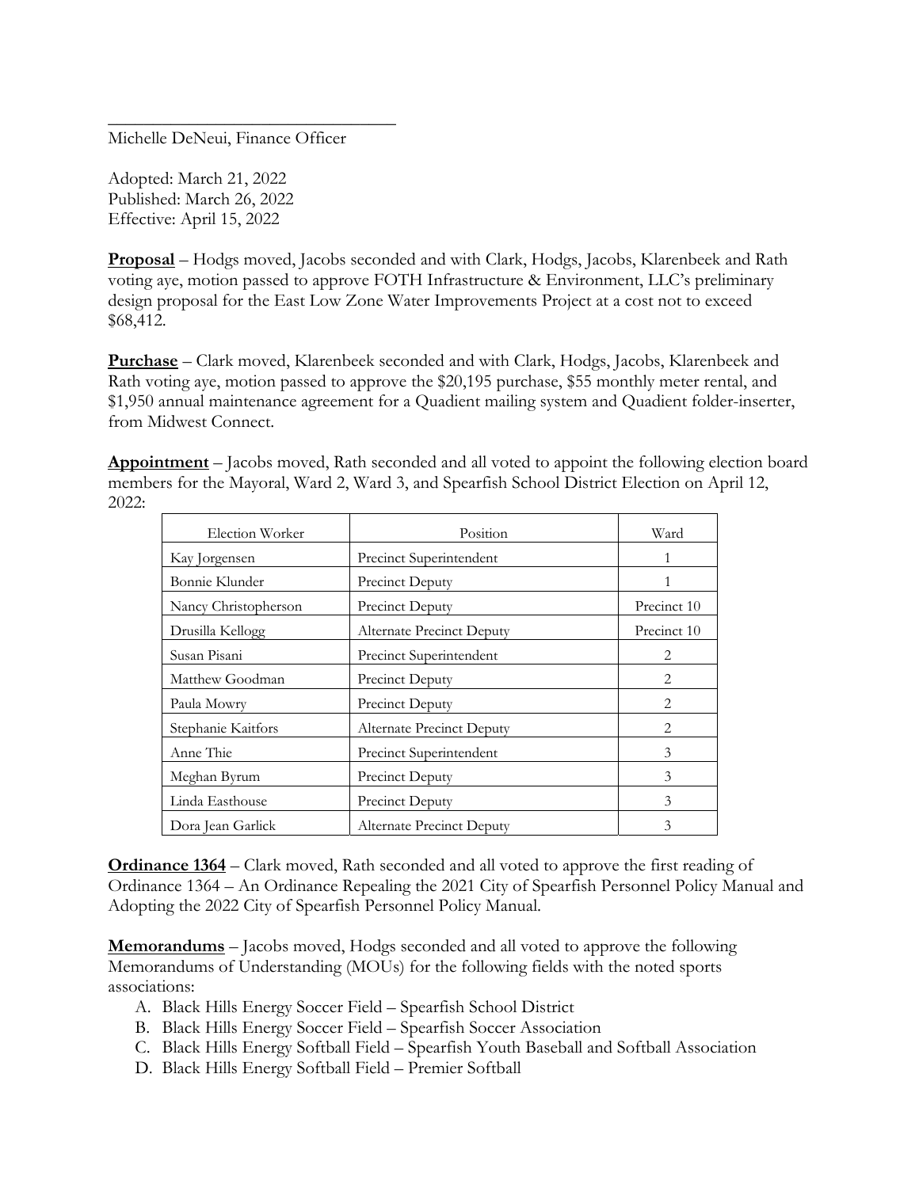\_\_\_\_\_\_\_\_\_\_\_\_\_\_\_\_\_\_\_\_\_\_\_\_\_\_\_\_\_\_\_\_\_\_\_

Michelle DeNeui, Finance Officer

Adopted: March 21, 2022
Published: March 26, 2022
Effective: April 15, 2022

**Proposal** – Hodgs moved, Jacobs seconded and with Clark, Hodgs, Jacobs, Klarenbeek and Rath voting aye, motion passed to approve FOTH Infrastructure & Environment, LLC's preliminary design proposal for the East Low Zone Water Improvements Project at a cost not to exceed $68,412.

**Purchase** – Clark moved, Klarenbeek seconded and with Clark, Hodgs, Jacobs, Klarenbeek and Rath voting aye, motion passed to approve the $20,195 purchase, $55 monthly meter rental, and $1,950 annual maintenance agreement for a Quadient mailing system and Quadient folder-inserter, from Midwest Connect.

**Appointment** – Jacobs moved, Rath seconded and all voted to appoint the following election board members for the Mayoral, Ward 2, Ward 3, and Spearfish School District Election on April 12, 2022:

| Election Worker | Position | Ward |
|---|---|---|
| Kay Jorgensen | Precinct Superintendent | 1 |
| Bonnie Klunder | Precinct Deputy | 1 |
| Nancy Christopherson | Precinct Deputy | Precinct 10 |
| Drusilla Kellogg | Alternate Precinct Deputy | Precinct 10 |
| Susan Pisani | Precinct Superintendent | 2 |
| Matthew Goodman | Precinct Deputy | 2 |
| Paula Mowry | Precinct Deputy | 2 |
| Stephanie Kaitfors | Alternate Precinct Deputy | 2 |
| Anne Thie | Precinct Superintendent | 3 |
| Meghan Byrum | Precinct Deputy | 3 |
| Linda Easthouse | Precinct Deputy | 3 |
| Dora Jean Garlick | Alternate Precinct Deputy | 3 |

**Ordinance 1364** – Clark moved, Rath seconded and all voted to approve the first reading of Ordinance 1364 – An Ordinance Repealing the 2021 City of Spearfish Personnel Policy Manual and Adopting the 2022 City of Spearfish Personnel Policy Manual.

**Memorandums** – Jacobs moved, Hodgs seconded and all voted to approve the following Memorandums of Understanding (MOUs) for the following fields with the noted sports associations:

A. Black Hills Energy Soccer Field – Spearfish School District
B. Black Hills Energy Soccer Field – Spearfish Soccer Association
C. Black Hills Energy Softball Field – Spearfish Youth Baseball and Softball Association
D. Black Hills Energy Softball Field – Premier Softball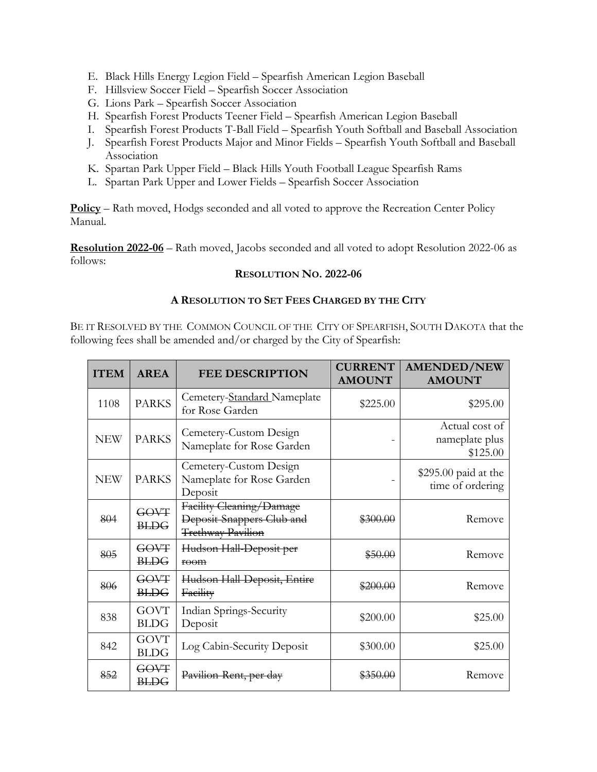E. Black Hills Energy Legion Field – Spearfish American Legion Baseball
F. Hillsview Soccer Field – Spearfish Soccer Association
G. Lions Park – Spearfish Soccer Association
H. Spearfish Forest Products Teener Field – Spearfish American Legion Baseball
I. Spearfish Forest Products T-Ball Field – Spearfish Youth Softball and Baseball Association
J. Spearfish Forest Products Major and Minor Fields – Spearfish Youth Softball and Baseball Association
K. Spartan Park Upper Field – Black Hills Youth Football League Spearfish Rams
L. Spartan Park Upper and Lower Fields – Spearfish Soccer Association

**Policy** – Rath moved, Hodgs seconded and all voted to approve the Recreation Center Policy Manual.

**Resolution 2022-06** – Rath moved, Jacobs seconded and all voted to adopt Resolution 2022-06 as follows:

**RESOLUTION NO. 2022-06**

**A RESOLUTION TO SET FEES CHARGED BY THE CITY**

BE IT RESOLVED BY THE COMMON COUNCIL OF THE CITY OF SPEARFISH, SOUTH DAKOTA that the following fees shall be amended and/or charged by the City of Spearfish:

| ITEM | AREA | FEE DESCRIPTION | CURRENT AMOUNT | AMENDED/NEW AMOUNT |
|---|---|---|---|---|
| 1108 | PARKS | Cemetery-Standard Nameplate for Rose Garden | $225.00 | $295.00 |
| NEW | PARKS | Cemetery-Custom Design Nameplate for Rose Garden | - | Actual cost of nameplate plus $125.00 |
| NEW | PARKS | Cemetery-Custom Design Nameplate for Rose Garden Deposit | - | $295.00 paid at the time of ordering |
| ~~804~~ | ~~GOVT BLDG~~ | ~~Facility Cleaning/Damage Deposit Snappers Club and Trethway Pavilion~~ | ~~$300.00~~ | Remove |
| ~~805~~ | ~~GOVT BLDG~~ | ~~Hudson Hall-Deposit per room~~ | ~~$50.00~~ | Remove |
| ~~806~~ | ~~GOVT BLDG~~ | ~~Hudson Hall Deposit, Entire Facility~~ | ~~$200.00~~ | Remove |
| 838 | GOVT BLDG | Indian Springs-Security Deposit | $200.00 | $25.00 |
| 842 | GOVT BLDG | Log Cabin-Security Deposit | $300.00 | $25.00 |
| ~~852~~ | ~~GOVT BLDG~~ | ~~Pavilion Rent, per day~~ | ~~$350.00~~ | Remove |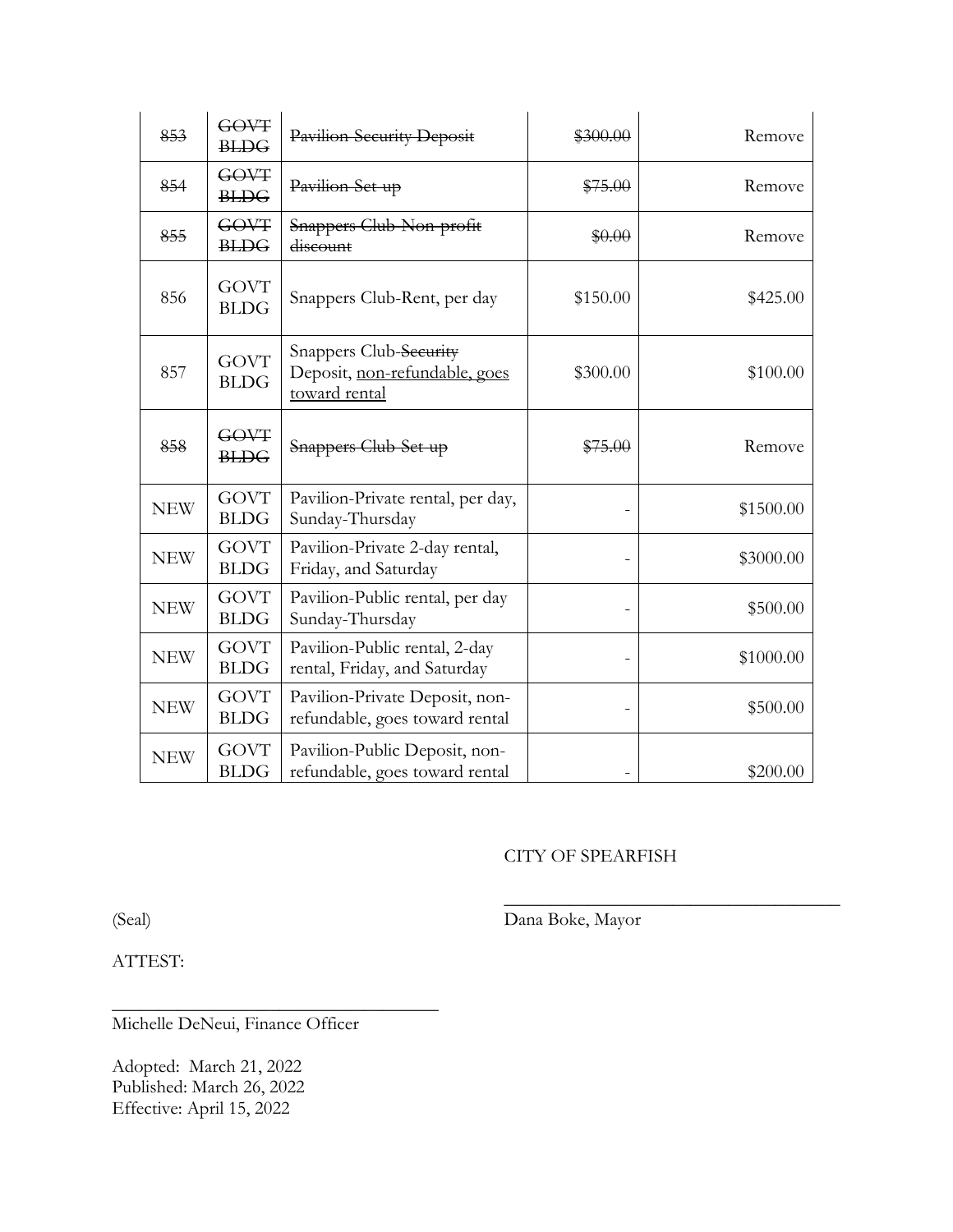| | | | | |
|---|---|---|---|---|
| ~~853~~ | ~~GOVT BLDG~~ | ~~Pavilion Security Deposit~~ | ~~$300.00~~ | Remove |
| ~~854~~ | ~~GOVT BLDG~~ | ~~Pavilion Set up~~ | ~~$75.00~~ | Remove |
| ~~855~~ | ~~GOVT BLDG~~ | ~~Snappers Club-Non-profit discount~~ | ~~$0.00~~ | Remove |
| 856 | GOVT BLDG | Snappers Club-Rent, per day | $150.00 | $425.00 |
| 857 | GOVT BLDG | Snappers Club-~~Security~~ Deposit, <u>non-refundable, goes toward rental</u> | $300.00 | $100.00 |
| ~~858~~ | ~~GOVT BLDG~~ | ~~Snappers Club-Set up~~ | ~~$75.00~~ | Remove |
| NEW | GOVT BLDG | Pavilion-Private rental, per day, Sunday-Thursday | - | $1500.00 |
| NEW | GOVT BLDG | Pavilion-Private 2-day rental, Friday, and Saturday | - | $3000.00 |
| NEW | GOVT BLDG | Pavilion-Public rental, per day Sunday-Thursday | - | $500.00 |
| NEW | GOVT BLDG | Pavilion-Public rental, 2-day rental, Friday, and Saturday | - | $1000.00 |
| NEW | GOVT BLDG | Pavilion-Private Deposit, non-refundable, goes toward rental | - | $500.00 |
| NEW | GOVT BLDG | Pavilion-Public Deposit, non-refundable, goes toward rental | - | $200.00 |

CITY OF SPEARFISH

(Seal)

\_\_\_\_\_\_\_\_\_\_\_\_\_\_\_\_\_\_\_\_\_\_\_\_\_\_\_\_\_\_\_\_\_\_\_\_
Dana Boke, Mayor

ATTEST:

\_\_\_\_\_\_\_\_\_\_\_\_\_\_\_\_\_\_\_\_\_\_\_\_\_\_\_\_\_\_\_\_\_\_\_\_
Michelle DeNeui, Finance Officer

Adopted: March 21, 2022
Published: March 26, 2022
Effective: April 15, 2022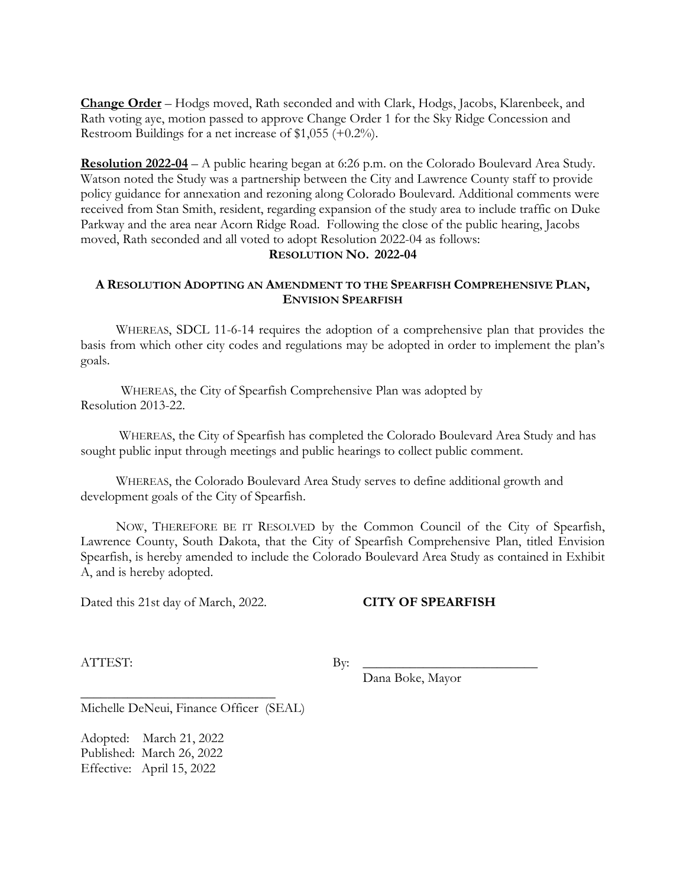**<u>Change Order</u>** – Hodgs moved, Rath seconded and with Clark, Hodgs, Jacobs, Klarenbeek, and Rath voting aye, motion passed to approve Change Order 1 for the Sky Ridge Concession and Restroom Buildings for a net increase of $1,055 (+0.2%).

**<u>Resolution 2022-04</u>** – A public hearing began at 6:26 p.m. on the Colorado Boulevard Area Study. Watson noted the Study was a partnership between the City and Lawrence County staff to provide policy guidance for annexation and rezoning along Colorado Boulevard. Additional comments were received from Stan Smith, resident, regarding expansion of the study area to include traffic on Duke Parkway and the area near Acorn Ridge Road. Following the close of the public hearing, Jacobs moved, Rath seconded and all voted to adopt Resolution 2022-04 as follows:

**RESOLUTION NO. 2022-04**

**A RESOLUTION ADOPTING AN AMENDMENT TO THE SPEARFISH COMPREHENSIVE PLAN, ENVISION SPEARFISH**

WHEREAS, SDCL 11-6-14 requires the adoption of a comprehensive plan that provides the basis from which other city codes and regulations may be adopted in order to implement the plan's goals.

WHEREAS, the City of Spearfish Comprehensive Plan was adopted by Resolution 2013-22.

WHEREAS, the City of Spearfish has completed the Colorado Boulevard Area Study and has sought public input through meetings and public hearings to collect public comment.

WHEREAS, the Colorado Boulevard Area Study serves to define additional growth and development goals of the City of Spearfish.

NOW, THEREFORE BE IT RESOLVED by the Common Council of the City of Spearfish, Lawrence County, South Dakota, that the City of Spearfish Comprehensive Plan, titled Envision Spearfish, is hereby amended to include the Colorado Boulevard Area Study as contained in Exhibit A, and is hereby adopted.

Dated this 21st day of March, 2022. **CITY OF SPEARFISH**

ATTEST:

By: ___________________________
Dana Boke, Mayor

______________________________
Michelle DeNeui, Finance Officer (SEAL)

Adopted: March 21, 2022
Published: March 26, 2022
Effective: April 15, 2022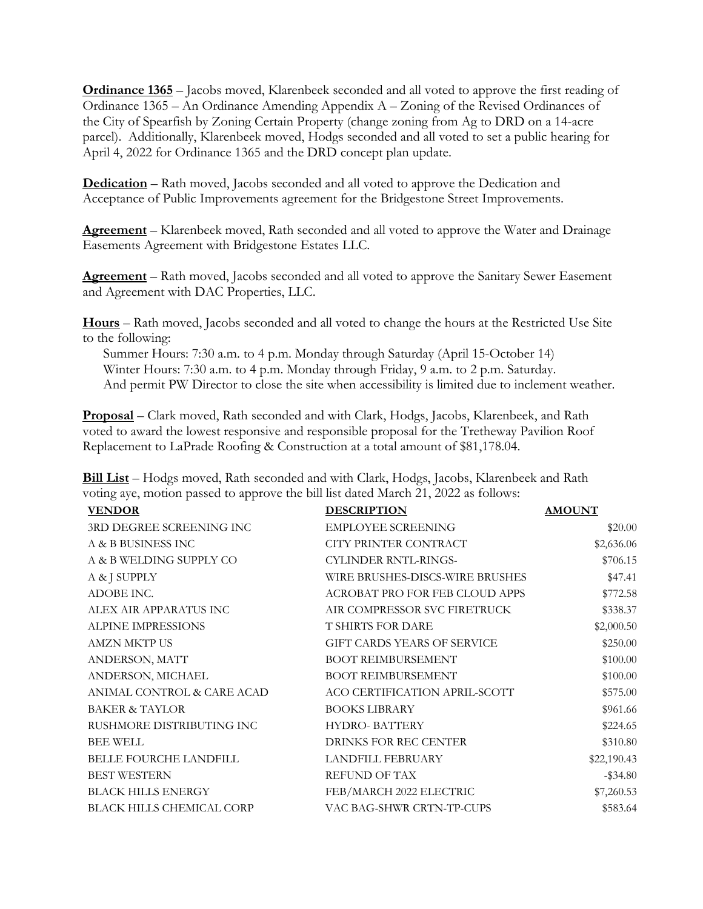**Ordinance 1365** – Jacobs moved, Klarenbeek seconded and all voted to approve the first reading of Ordinance 1365 – An Ordinance Amending Appendix A – Zoning of the Revised Ordinances of the City of Spearfish by Zoning Certain Property (change zoning from Ag to DRD on a 14-acre parcel). Additionally, Klarenbeek moved, Hodgs seconded and all voted to set a public hearing for April 4, 2022 for Ordinance 1365 and the DRD concept plan update.

**Dedication** – Rath moved, Jacobs seconded and all voted to approve the Dedication and Acceptance of Public Improvements agreement for the Bridgestone Street Improvements.

**Agreement** – Klarenbeek moved, Rath seconded and all voted to approve the Water and Drainage Easements Agreement with Bridgestone Estates LLC.

**Agreement** – Rath moved, Jacobs seconded and all voted to approve the Sanitary Sewer Easement and Agreement with DAC Properties, LLC.

**Hours** – Rath moved, Jacobs seconded and all voted to change the hours at the Restricted Use Site to the following:

Summer Hours: 7:30 a.m. to 4 p.m. Monday through Saturday (April 15-October 14)
Winter Hours: 7:30 a.m. to 4 p.m. Monday through Friday, 9 a.m. to 2 p.m. Saturday.
And permit PW Director to close the site when accessibility is limited due to inclement weather.

**Proposal** – Clark moved, Rath seconded and with Clark, Hodgs, Jacobs, Klarenbeek, and Rath voted to award the lowest responsive and responsible proposal for the Tretheway Pavilion Roof Replacement to LaPrade Roofing & Construction at a total amount of $81,178.04.

**Bill List** – Hodgs moved, Rath seconded and with Clark, Hodgs, Jacobs, Klarenbeek and Rath voting aye, motion passed to approve the bill list dated March 21, 2022 as follows:

| VENDOR | DESCRIPTION | AMOUNT |
|---|---|---|
| 3RD DEGREE SCREENING INC | EMPLOYEE SCREENING | $20.00 |
| A & B BUSINESS INC | CITY PRINTER CONTRACT | $2,636.06 |
| A & B WELDING SUPPLY CO | CYLINDER RNTL-RINGS- | $706.15 |
| A & J SUPPLY | WIRE BRUSHES-DISCS-WIRE BRUSHES | $47.41 |
| ADOBE INC. | ACROBAT PRO FOR FEB CLOUD APPS | $772.58 |
| ALEX AIR APPARATUS INC | AIR COMPRESSOR SVC FIRETRUCK | $338.37 |
| ALPINE IMPRESSIONS | T SHIRTS FOR DARE | $2,000.50 |
| AMZN MKTP US | GIFT CARDS YEARS OF SERVICE | $250.00 |
| ANDERSON, MATT | BOOT REIMBURSEMENT | $100.00 |
| ANDERSON, MICHAEL | BOOT REIMBURSEMENT | $100.00 |
| ANIMAL CONTROL & CARE ACAD | ACO CERTIFICATION APRIL-SCOTT | $575.00 |
| BAKER & TAYLOR | BOOKS LIBRARY | $961.66 |
| RUSHMORE DISTRIBUTING INC | HYDRO- BATTERY | $224.65 |
| BEE WELL | DRINKS FOR REC CENTER | $310.80 |
| BELLE FOURCHE LANDFILL | LANDFILL FEBRUARY | $22,190.43 |
| BEST WESTERN | REFUND OF TAX | -$34.80 |
| BLACK HILLS ENERGY | FEB/MARCH 2022 ELECTRIC | $7,260.53 |
| BLACK HILLS CHEMICAL CORP | VAC BAG-SHWR CRTN-TP-CUPS | $583.64 |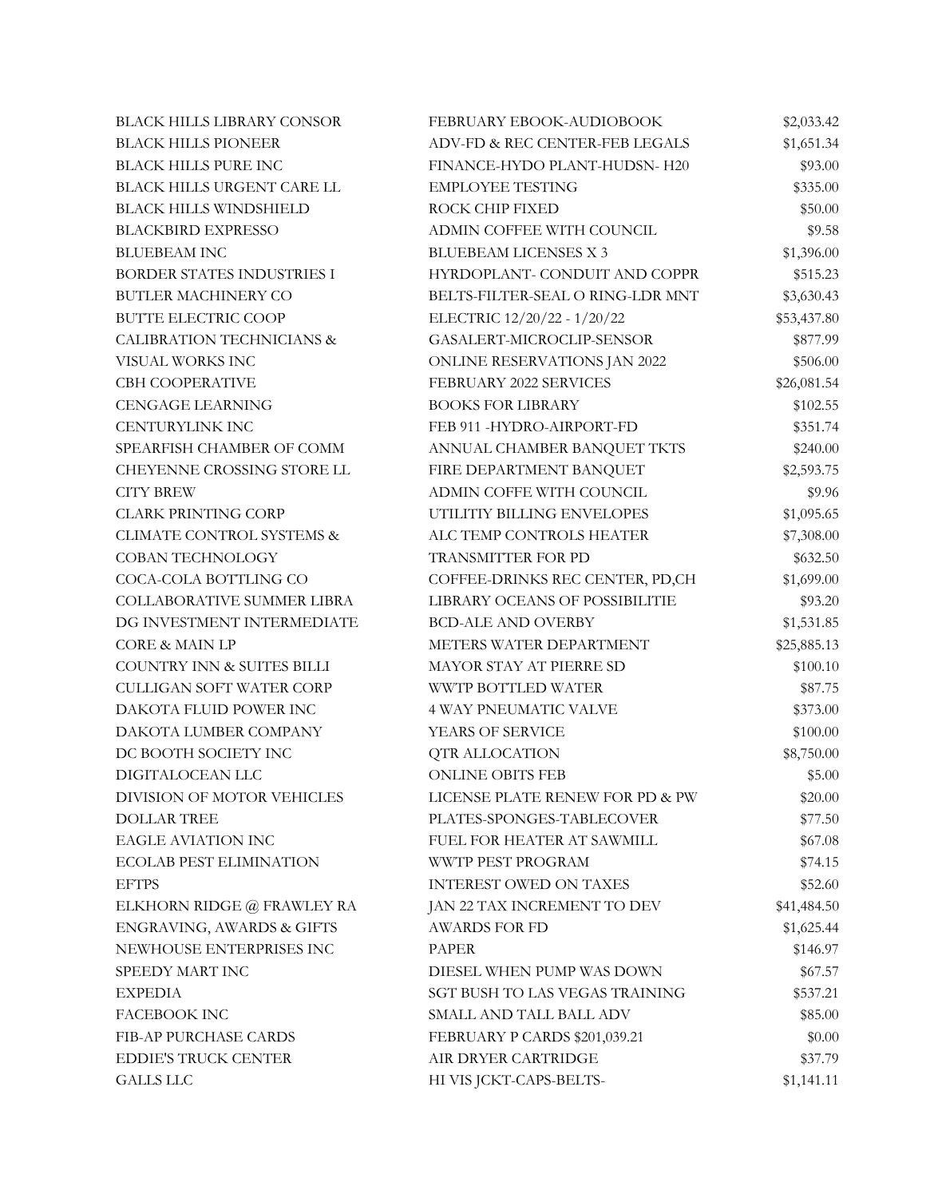| | | |
|---|---|---|
| BLACK HILLS LIBRARY CONSOR | FEBRUARY EBOOK-AUDIOBOOK | $2,033.42 |
| BLACK HILLS PIONEER | ADV-FD & REC CENTER-FEB LEGALS | $1,651.34 |
| BLACK HILLS PURE INC | FINANCE-HYDO PLANT-HUDSN- H20 | $93.00 |
| BLACK HILLS URGENT CARE LL | EMPLOYEE TESTING | $335.00 |
| BLACK HILLS WINDSHIELD | ROCK CHIP FIXED | $50.00 |
| BLACKBIRD EXPRESSO | ADMIN COFFEE WITH COUNCIL | $9.58 |
| BLUEBEAM INC | BLUEBEAM LICENSES X 3 | $1,396.00 |
| BORDER STATES INDUSTRIES I | HYRDOPLANT- CONDUIT AND COPPR | $515.23 |
| BUTLER MACHINERY CO | BELTS-FILTER-SEAL O RING-LDR MNT | $3,630.43 |
| BUTTE ELECTRIC COOP | ELECTRIC 12/20/22 - 1/20/22 | $53,437.80 |
| CALIBRATION TECHNICIANS & | GASALERT-MICROCLIP-SENSOR | $877.99 |
| VISUAL WORKS INC | ONLINE RESERVATIONS JAN 2022 | $506.00 |
| CBH COOPERATIVE | FEBRUARY 2022 SERVICES | $26,081.54 |
| CENGAGE LEARNING | BOOKS FOR LIBRARY | $102.55 |
| CENTURYLINK INC | FEB 911 -HYDRO-AIRPORT-FD | $351.74 |
| SPEARFISH CHAMBER OF COMM | ANNUAL CHAMBER BANQUET TKTS | $240.00 |
| CHEYENNE CROSSING STORE LL | FIRE DEPARTMENT BANQUET | $2,593.75 |
| CITY BREW | ADMIN COFFE WITH COUNCIL | $9.96 |
| CLARK PRINTING CORP | UTILITIY BILLING ENVELOPES | $1,095.65 |
| CLIMATE CONTROL SYSTEMS & | ALC TEMP CONTROLS HEATER | $7,308.00 |
| COBAN TECHNOLOGY | TRANSMITTER FOR PD | $632.50 |
| COCA-COLA BOTTLING CO | COFFEE-DRINKS REC CENTER, PD,CH | $1,699.00 |
| COLLABORATIVE SUMMER LIBRA | LIBRARY OCEANS OF POSSIBILITIE | $93.20 |
| DG INVESTMENT INTERMEDIATE | BCD-ALE AND OVERBY | $1,531.85 |
| CORE & MAIN LP | METERS WATER DEPARTMENT | $25,885.13 |
| COUNTRY INN & SUITES BILLI | MAYOR STAY AT PIERRE SD | $100.10 |
| CULLIGAN SOFT WATER CORP | WWTP BOTTLED WATER | $87.75 |
| DAKOTA FLUID POWER INC | 4 WAY PNEUMATIC VALVE | $373.00 |
| DAKOTA LUMBER COMPANY | YEARS OF SERVICE | $100.00 |
| DC BOOTH SOCIETY INC | QTR ALLOCATION | $8,750.00 |
| DIGITALOCEAN LLC | ONLINE OBITS FEB | $5.00 |
| DIVISION OF MOTOR VEHICLES | LICENSE PLATE RENEW FOR PD & PW | $20.00 |
| DOLLAR TREE | PLATES-SPONGES-TABLECOVER | $77.50 |
| EAGLE AVIATION INC | FUEL FOR HEATER AT SAWMILL | $67.08 |
| ECOLAB PEST ELIMINATION | WWTP PEST PROGRAM | $74.15 |
| EFTPS | INTEREST OWED ON TAXES | $52.60 |
| ELKHORN RIDGE @ FRAWLEY RA | JAN 22 TAX INCREMENT TO DEV | $41,484.50 |
| ENGRAVING, AWARDS & GIFTS | AWARDS FOR FD | $1,625.44 |
| NEWHOUSE ENTERPRISES INC | PAPER | $146.97 |
| SPEEDY MART INC | DIESEL WHEN PUMP WAS DOWN | $67.57 |
| EXPEDIA | SGT BUSH TO LAS VEGAS TRAINING | $537.21 |
| FACEBOOK INC | SMALL AND TALL BALL ADV | $85.00 |
| FIB-AP PURCHASE CARDS | FEBRUARY P CARDS $201,039.21 | $0.00 |
| EDDIE'S TRUCK CENTER | AIR DRYER CARTRIDGE | $37.79 |
| GALLS LLC | HI VIS JCKT-CAPS-BELTS- | $1,141.11 |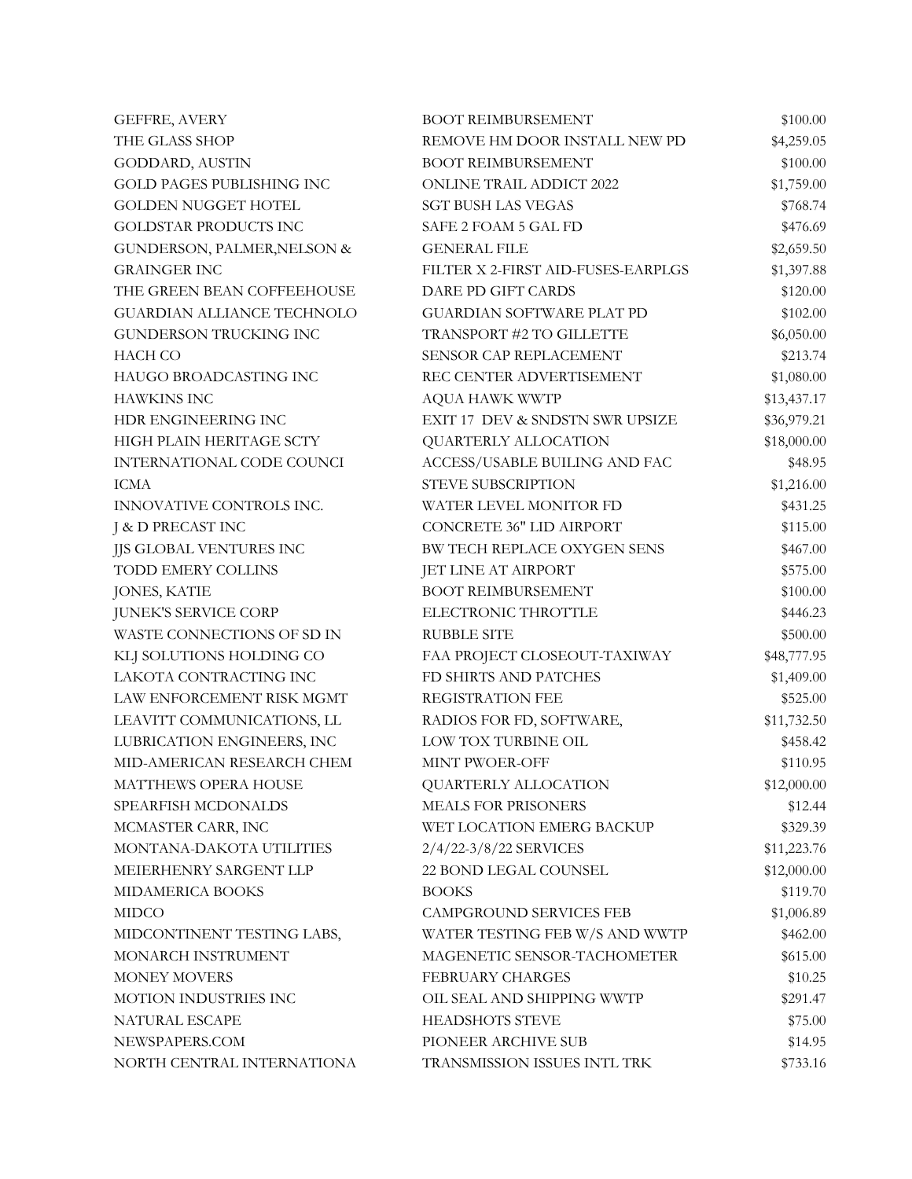| | | |
|---|---|---|
| GEFFRE, AVERY | BOOT REIMBURSEMENT | $100.00 |
| THE GLASS SHOP | REMOVE HM DOOR INSTALL NEW PD | $4,259.05 |
| GODDARD, AUSTIN | BOOT REIMBURSEMENT | $100.00 |
| GOLD PAGES PUBLISHING INC | ONLINE TRAIL ADDICT 2022 | $1,759.00 |
| GOLDEN NUGGET HOTEL | SGT BUSH LAS VEGAS | $768.74 |
| GOLDSTAR PRODUCTS INC | SAFE 2 FOAM 5 GAL FD | $476.69 |
| GUNDERSON, PALMER,NELSON & | GENERAL FILE | $2,659.50 |
| GRAINGER INC | FILTER X 2-FIRST AID-FUSES-EARPLGS | $1,397.88 |
| THE GREEN BEAN COFFEEHOUSE | DARE PD GIFT CARDS | $120.00 |
| GUARDIAN ALLIANCE TECHNOLO | GUARDIAN SOFTWARE PLAT PD | $102.00 |
| GUNDERSON TRUCKING INC | TRANSPORT #2 TO GILLETTE | $6,050.00 |
| HACH CO | SENSOR CAP REPLACEMENT | $213.74 |
| HAUGO BROADCASTING INC | REC CENTER ADVERTISEMENT | $1,080.00 |
| HAWKINS INC | AQUA HAWK WWTP | $13,437.17 |
| HDR ENGINEERING INC | EXIT 17 DEV & SNDSTN SWR UPSIZE | $36,979.21 |
| HIGH PLAIN HERITAGE SCTY | QUARTERLY ALLOCATION | $18,000.00 |
| INTERNATIONAL CODE COUNCI | ACCESS/USABLE BUILING AND FAC | $48.95 |
| ICMA | STEVE SUBSCRIPTION | $1,216.00 |
| INNOVATIVE CONTROLS INC. | WATER LEVEL MONITOR FD | $431.25 |
| J & D PRECAST INC | CONCRETE 36" LID AIRPORT | $115.00 |
| JJS GLOBAL VENTURES INC | BW TECH REPLACE OXYGEN SENS | $467.00 |
| TODD EMERY COLLINS | JET LINE AT AIRPORT | $575.00 |
| JONES, KATIE | BOOT REIMBURSEMENT | $100.00 |
| JUNEK'S SERVICE CORP | ELECTRONIC THROTTLE | $446.23 |
| WASTE CONNECTIONS OF SD IN | RUBBLE SITE | $500.00 |
| KLJ SOLUTIONS HOLDING CO | FAA PROJECT CLOSEOUT-TAXIWAY | $48,777.95 |
| LAKOTA CONTRACTING INC | FD SHIRTS AND PATCHES | $1,409.00 |
| LAW ENFORCEMENT RISK MGMT | REGISTRATION FEE | $525.00 |
| LEAVITT COMMUNICATIONS, LL | RADIOS FOR FD, SOFTWARE, | $11,732.50 |
| LUBRICATION ENGINEERS, INC | LOW TOX TURBINE OIL | $458.42 |
| MID-AMERICAN RESEARCH CHEM | MINT PWOER-OFF | $110.95 |
| MATTHEWS OPERA HOUSE | QUARTERLY ALLOCATION | $12,000.00 |
| SPEARFISH MCDONALDS | MEALS FOR PRISONERS | $12.44 |
| MCMASTER CARR, INC | WET LOCATION EMERG BACKUP | $329.39 |
| MONTANA-DAKOTA UTILITIES | 2/4/22-3/8/22 SERVICES | $11,223.76 |
| MEIERHENRY SARGENT LLP | 22 BOND LEGAL COUNSEL | $12,000.00 |
| MIDAMERICA BOOKS | BOOKS | $119.70 |
| MIDCO | CAMPGROUND SERVICES FEB | $1,006.89 |
| MIDCONTINENT TESTING LABS, | WATER TESTING FEB W/S AND WWTP | $462.00 |
| MONARCH INSTRUMENT | MAGENETIC SENSOR-TACHOMETER | $615.00 |
| MONEY MOVERS | FEBRUARY CHARGES | $10.25 |
| MOTION INDUSTRIES INC | OIL SEAL AND SHIPPING WWTP | $291.47 |
| NATURAL ESCAPE | HEADSHOTS STEVE | $75.00 |
| NEWSPAPERS.COM | PIONEER ARCHIVE SUB | $14.95 |
| NORTH CENTRAL INTERNATIONA | TRANSMISSION ISSUES INTL TRK | $733.16 |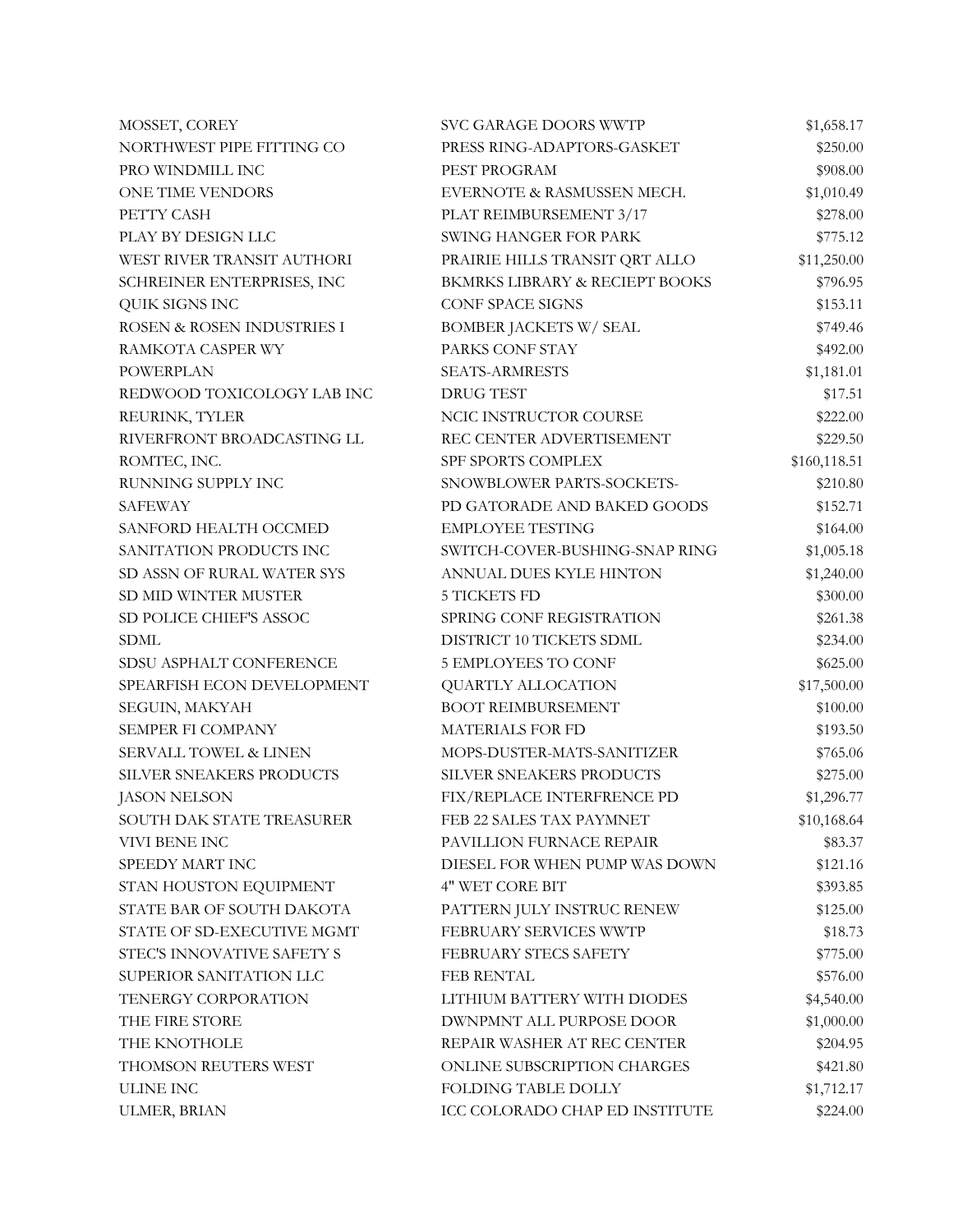| | | |
|---|---|---|
| MOSSET, COREY | SVC GARAGE DOORS WWTP | $1,658.17 |
| NORTHWEST PIPE FITTING CO | PRESS RING-ADAPTORS-GASKET | $250.00 |
| PRO WINDMILL INC | PEST PROGRAM | $908.00 |
| ONE TIME VENDORS | EVERNOTE & RASMUSSEN MECH. | $1,010.49 |
| PETTY CASH | PLAT REIMBURSEMENT 3/17 | $278.00 |
| PLAY BY DESIGN LLC | SWING HANGER FOR PARK | $775.12 |
| WEST RIVER TRANSIT AUTHORI | PRAIRIE HILLS TRANSIT QRT ALLO | $11,250.00 |
| SCHREINER ENTERPRISES, INC | BKMRKS LIBRARY & RECIEPT BOOKS | $796.95 |
| QUIK SIGNS INC | CONF SPACE SIGNS | $153.11 |
| ROSEN & ROSEN INDUSTRIES I | BOMBER JACKETS W/ SEAL | $749.46 |
| RAMKOTA CASPER WY | PARKS CONF STAY | $492.00 |
| POWERPLAN | SEATS-ARMRESTS | $1,181.01 |
| REDWOOD TOXICOLOGY LAB INC | DRUG TEST | $17.51 |
| REURINK, TYLER | NCIC INSTRUCTOR COURSE | $222.00 |
| RIVERFRONT BROADCASTING LL | REC CENTER ADVERTISEMENT | $229.50 |
| ROMTEC, INC. | SPF SPORTS COMPLEX | $160,118.51 |
| RUNNING SUPPLY INC | SNOWBLOWER PARTS-SOCKETS- | $210.80 |
| SAFEWAY | PD GATORADE AND BAKED GOODS | $152.71 |
| SANFORD HEALTH OCCMED | EMPLOYEE TESTING | $164.00 |
| SANITATION PRODUCTS INC | SWITCH-COVER-BUSHING-SNAP RING | $1,005.18 |
| SD ASSN OF RURAL WATER SYS | ANNUAL DUES KYLE HINTON | $1,240.00 |
| SD MID WINTER MUSTER | 5 TICKETS FD | $300.00 |
| SD POLICE CHIEF'S ASSOC | SPRING CONF REGISTRATION | $261.38 |
| SDML | DISTRICT 10 TICKETS SDML | $234.00 |
| SDSU ASPHALT CONFERENCE | 5 EMPLOYEES TO CONF | $625.00 |
| SPEARFISH ECON DEVELOPMENT | QUARTLY ALLOCATION | $17,500.00 |
| SEGUIN, MAKYAH | BOOT REIMBURSEMENT | $100.00 |
| SEMPER FI COMPANY | MATERIALS FOR FD | $193.50 |
| SERVALL TOWEL & LINEN | MOPS-DUSTER-MATS-SANITIZER | $765.06 |
| SILVER SNEAKERS PRODUCTS | SILVER SNEAKERS PRODUCTS | $275.00 |
| JASON NELSON | FIX/REPLACE INTERFRENCE PD | $1,296.77 |
| SOUTH DAK STATE TREASURER | FEB 22 SALES TAX PAYMNET | $10,168.64 |
| VIVI BENE INC | PAVILLION FURNACE REPAIR | $83.37 |
| SPEEDY MART INC | DIESEL FOR WHEN PUMP WAS DOWN | $121.16 |
| STAN HOUSTON EQUIPMENT | 4" WET CORE BIT | $393.85 |
| STATE BAR OF SOUTH DAKOTA | PATTERN JULY INSTRUC RENEW | $125.00 |
| STATE OF SD-EXECUTIVE MGMT | FEBRUARY SERVICES WWTP | $18.73 |
| STEC'S INNOVATIVE SAFETY S | FEBRUARY STECS SAFETY | $775.00 |
| SUPERIOR SANITATION LLC | FEB RENTAL | $576.00 |
| TENERGY CORPORATION | LITHIUM BATTERY WITH DIODES | $4,540.00 |
| THE FIRE STORE | DWNPMNT ALL PURPOSE DOOR | $1,000.00 |
| THE KNOTHOLE | REPAIR WASHER AT REC CENTER | $204.95 |
| THOMSON REUTERS WEST | ONLINE SUBSCRIPTION CHARGES | $421.80 |
| ULINE INC | FOLDING TABLE DOLLY | $1,712.17 |
| ULMER, BRIAN | ICC COLORADO CHAP ED INSTITUTE | $224.00 |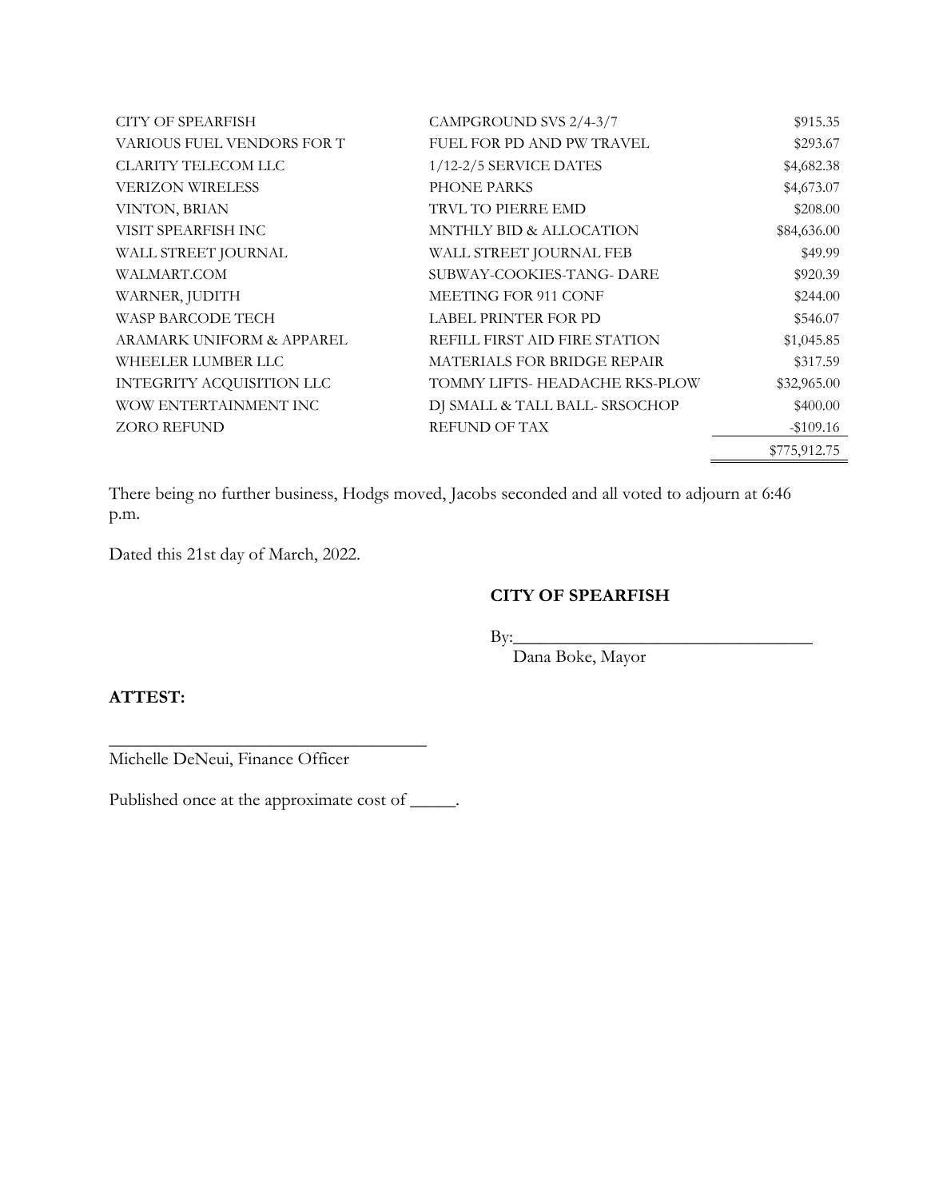| | | |
|---|---|---|
| CITY OF SPEARFISH | CAMPGROUND SVS 2/4-3/7 | $915.35 |
| VARIOUS FUEL VENDORS FOR T | FUEL FOR PD AND PW TRAVEL | $293.67 |
| CLARITY TELECOM LLC | 1/12-2/5 SERVICE DATES | $4,682.38 |
| VERIZON WIRELESS | PHONE PARKS | $4,673.07 |
| VINTON, BRIAN | TRVL TO PIERRE EMD | $208.00 |
| VISIT SPEARFISH INC | MNTHLY BID & ALLOCATION | $84,636.00 |
| WALL STREET JOURNAL | WALL STREET JOURNAL FEB | $49.99 |
| WALMART.COM | SUBWAY-COOKIES-TANG- DARE | $920.39 |
| WARNER, JUDITH | MEETING FOR 911 CONF | $244.00 |
| WASP BARCODE TECH | LABEL PRINTER FOR PD | $546.07 |
| ARAMARK UNIFORM & APPAREL | REFILL FIRST AID FIRE STATION | $1,045.85 |
| WHEELER LUMBER LLC | MATERIALS FOR BRIDGE REPAIR | $317.59 |
| INTEGRITY ACQUISITION LLC | TOMMY LIFTS- HEADACHE RKS-PLOW | $32,965.00 |
| WOW ENTERTAINMENT INC | DJ SMALL & TALL BALL- SRSOCHOP | $400.00 |
| ZORO REFUND | REFUND OF TAX | -$109.16 |
| | | $775,912.75 |

There being no further business, Hodgs moved, Jacobs seconded and all voted to adjourn at 6:46 p.m.

Dated this 21st day of March, 2022.

**CITY OF SPEARFISH**

By:________________________________
Dana Boke, Mayor

**ATTEST:**

________________________________
Michelle DeNeui, Finance Officer

Published once at the approximate cost of _____.